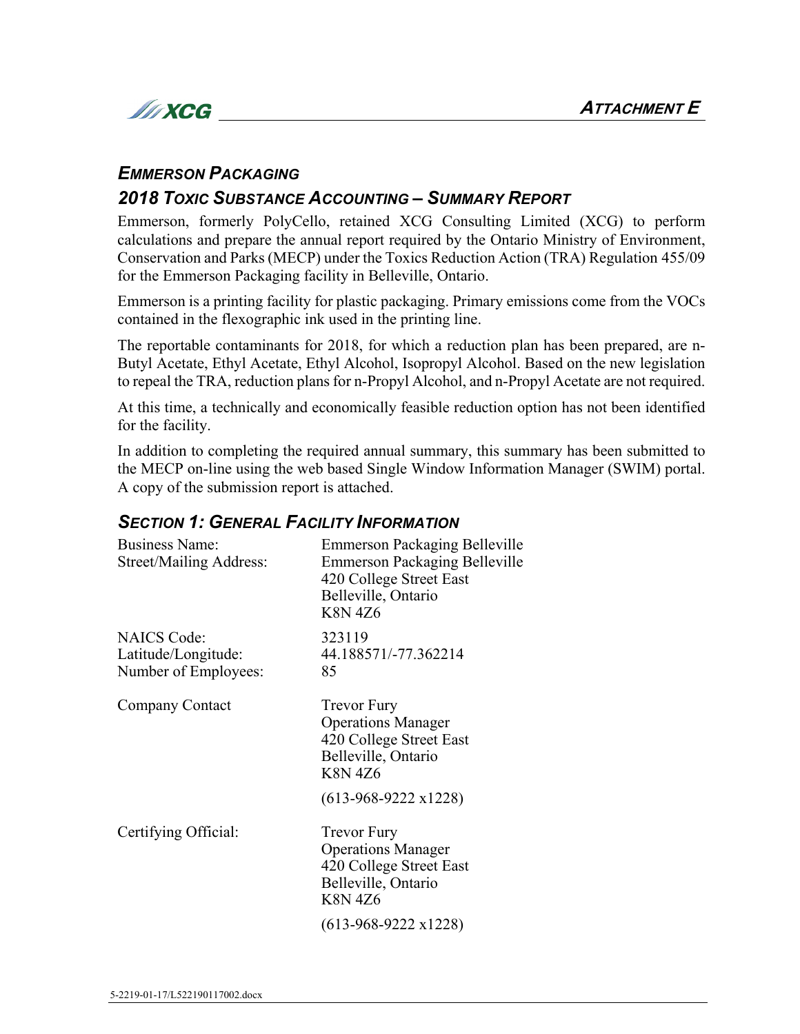## ATTACHMENT E

### *EMMERSON PACKAGING*

### *2018 TOXIC SUBSTANCE ACCOUNTING – SUMMARY REPORT*

Emmerson, formerly PolyCello, retained XCG Consulting Limited (XCG) to perform calculations and prepare the annual report required by the Ontario Ministry of Environment, Conservation and Parks (MECP) under the Toxics Reduction Action (TRA) Regulation 455/09 for the Emmerson Packaging facility in Belleville, Ontario.

Emmerson is a printing facility for plastic packaging. Primary emissions come from the VOCs contained in the flexographic ink used in the printing line.

The reportable contaminants for 2018, for which a reduction plan has been prepared, are n-Butyl Acetate, Ethyl Acetate, Ethyl Alcohol, Isopropyl Alcohol. Based on the new legislation to repeal the TRA, reduction plans for n-Propyl Alcohol, and n-Propyl Acetate are not required.

At this time, a technically and economically feasible reduction option has not been identified for the facility.

In addition to completing the required annual summary, this summary has been submitted to the MECP on-line using the web based Single Window Information Manager (SWIM) portal. A copy of the submission report is attached.

### *SECTION 1: GENERAL FACILITY INFORMATION*

| | |
|---|---|
| Business Name: | Emmerson Packaging Belleville |
| Street/Mailing Address: | Emmerson Packaging Belleville<br>420 College Street East<br>Belleville, Ontario<br>K8N 4Z6 |
| NAICS Code: | 323119 |
| Latitude/Longitude: | 44.188571/-77.362214 |
| Number of Employees: | 85 |
| Company Contact | Trevor Fury<br>Operations Manager<br>420 College Street East<br>Belleville, Ontario<br>K8N 4Z6<br>(613-968-9222 x1228) |
| Certifying Official: | Trevor Fury<br>Operations Manager<br>420 College Street East<br>Belleville, Ontario<br>K8N 4Z6<br>(613-968-9222 x1228) |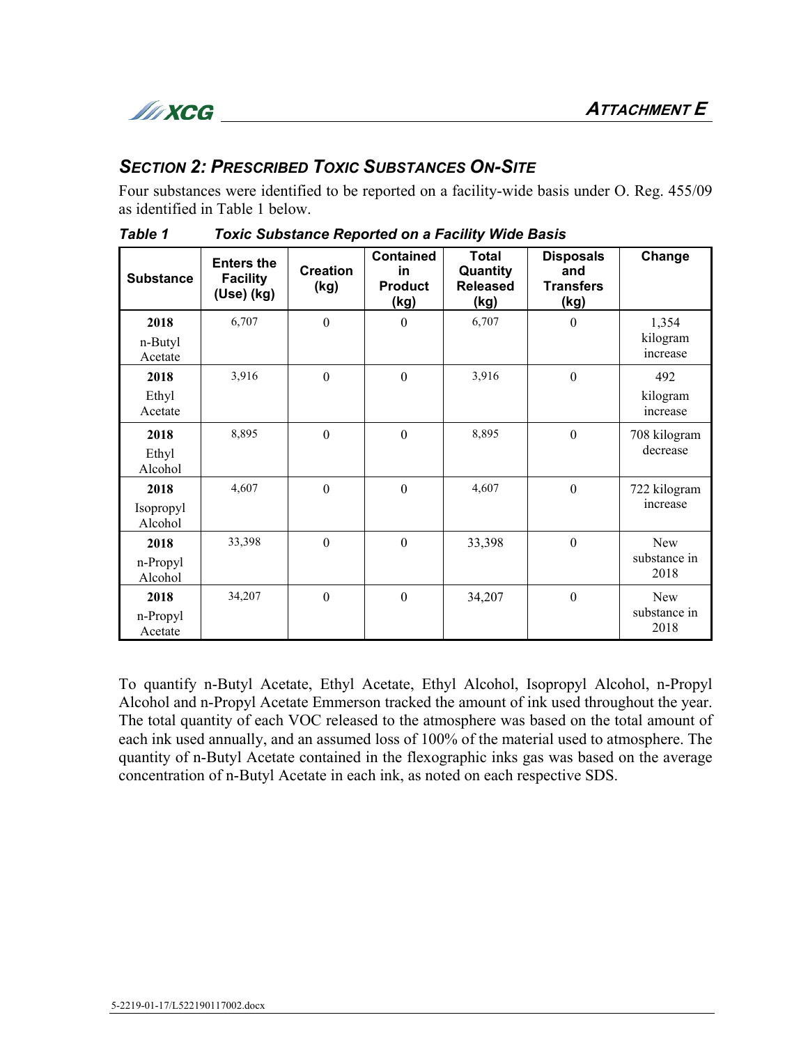## *SECTION 2: PRESCRIBED TOXIC SUBSTANCES ON-SITE*

Four substances were identified to be reported on a facility-wide basis under O. Reg. 455/09 as identified in Table 1 below.

***Table 1 Toxic Substance Reported on a Facility Wide Basis***

| Substance | Enters the Facility (Use) (kg) | Creation (kg) | Contained in Product (kg) | Total Quantity Released (kg) | Disposals and Transfers (kg) | Change |
|---|---|---|---|---|---|---|
| **2018** n-Butyl Acetate | 6,707 | 0 | 0 | 6,707 | 0 | 1,354 kilogram increase |
| **2018** Ethyl Acetate | 3,916 | 0 | 0 | 3,916 | 0 | 492 kilogram increase |
| **2018** Ethyl Alcohol | 8,895 | 0 | 0 | 8,895 | 0 | 708 kilogram decrease |
| **2018** Isopropyl Alcohol | 4,607 | 0 | 0 | 4,607 | 0 | 722 kilogram increase |
| **2018** n-Propyl Alcohol | 33,398 | 0 | 0 | 33,398 | 0 | New substance in 2018 |
| **2018** n-Propyl Acetate | 34,207 | 0 | 0 | 34,207 | 0 | New substance in 2018 |

To quantify n-Butyl Acetate, Ethyl Acetate, Ethyl Alcohol, Isopropyl Alcohol, n-Propyl Alcohol and n-Propyl Acetate Emmerson tracked the amount of ink used throughout the year. The total quantity of each VOC released to the atmosphere was based on the total amount of each ink used annually, and an assumed loss of 100% of the material used to atmosphere. The quantity of n-Butyl Acetate contained in the flexographic inks gas was based on the average concentration of n-Butyl Acetate in each ink, as noted on each respective SDS.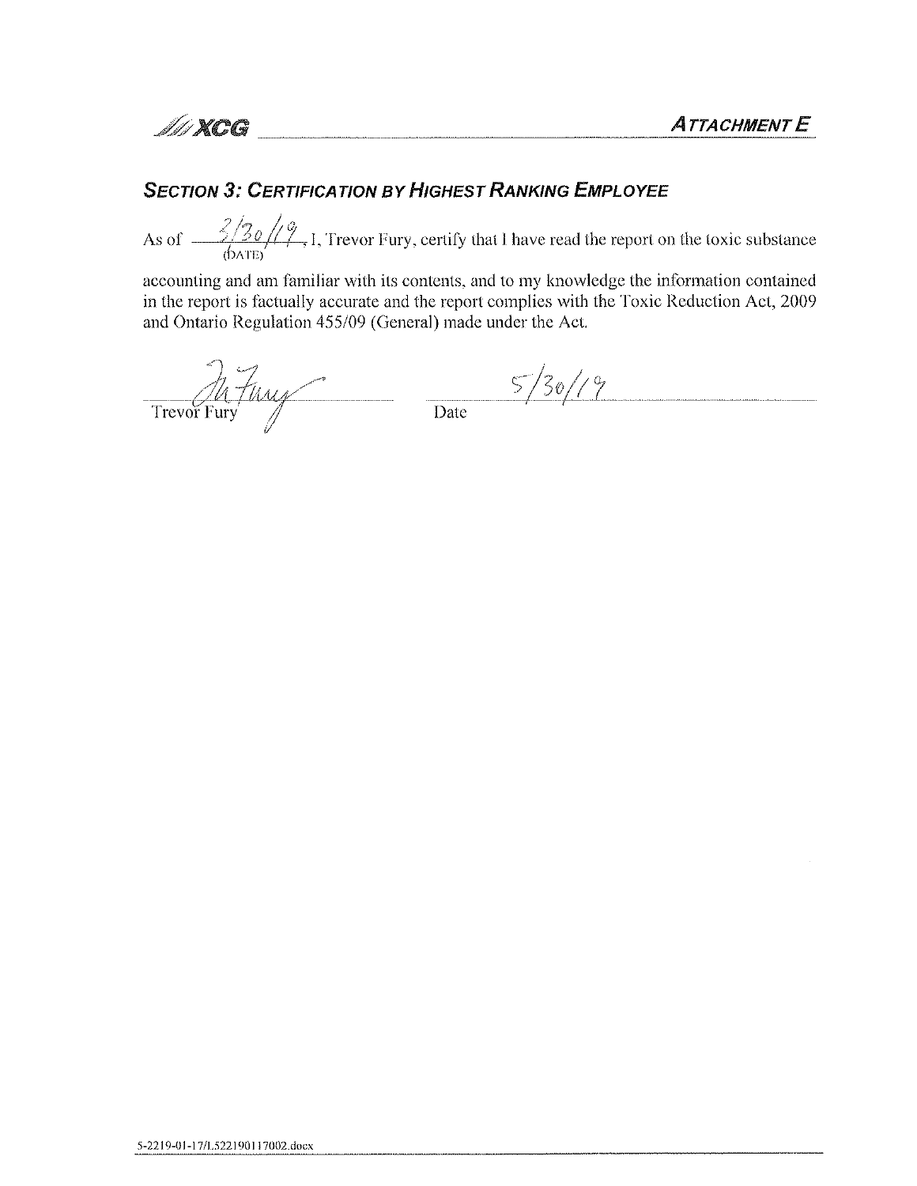XCG **ATTACHMENT E**

## SECTION 3: CERTIFICATION BY HIGHEST RANKING EMPLOYEE

As of 2/30/19 (DATE), I, Trevor Fury, certify that I have read the report on the toxic substance accounting and am familiar with its contents, and to my knowledge the information contained in the report is factually accurate and the report complies with the Toxic Reduction Act, 2009 and Ontario Regulation 455/09 (General) made under the Act.

Trevor Fury

Date 5/30/19

5-2219-01-17/L522190117002.docx